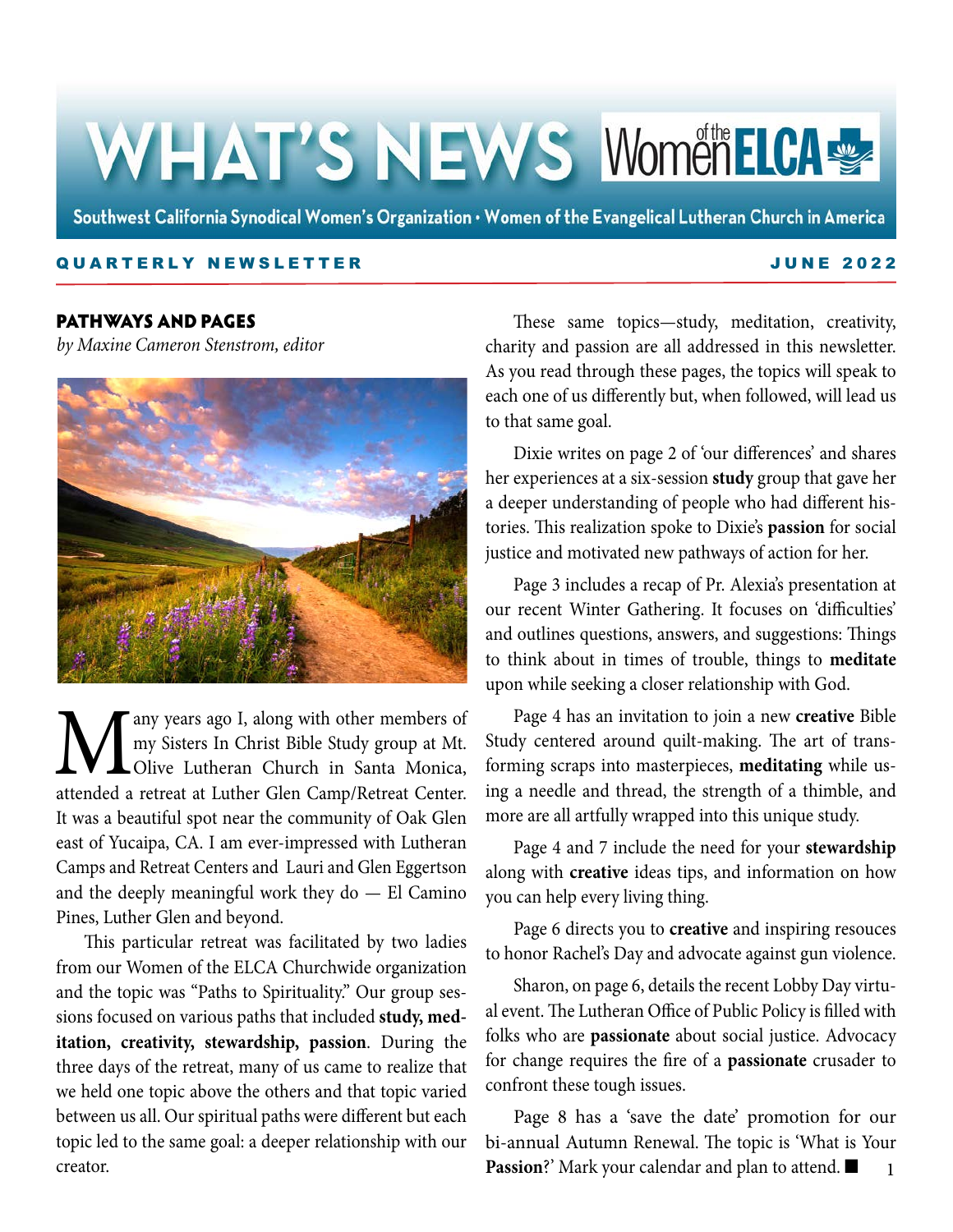# WHAT'S NEWS Women of the ELCA

Southwest California Synodical Women's Organization • Women of the Evangelical Lutheran Church in America

**QUARTERLY NEWSLETTER** **JUNE 2022**

## PATHWAYS AND PAGES

*by Maxine Cameron Stenstrom, editor*

Many years ago I, along with other members of my Sisters In Christ Bible Study group at Mt. Olive Lutheran Church in Santa Monica, attended a retreat at Luther Glen Camp/Retreat Center. It was a beautiful spot near the community of Oak Glen east of Yucaipa, CA. I am ever-impressed with Lutheran Camps and Retreat Centers and Lauri and Glen Eggertson and the deeply meaningful work they do — El Camino Pines, Luther Glen and beyond.

This particular retreat was facilitated by two ladies from our Women of the ELCA Churchwide organization and the topic was "Paths to Spirituality." Our group sessions focused on various paths that included **study, meditation, creativity, stewardship, passion**. During the three days of the retreat, many of us came to realize that we held one topic above the others and that topic varied between us all. Our spiritual paths were different but each topic led to the same goal: a deeper relationship with our creator.

These same topics—study, meditation, creativity, charity and passion are all addressed in this newsletter. As you read through these pages, the topics will speak to each one of us differently but, when followed, will lead us to that same goal.

Dixie writes on page 2 of 'our differences' and shares her experiences at a six-session **study** group that gave her a deeper understanding of people who had different histories. This realization spoke to Dixie's **passion** for social justice and motivated new pathways of action for her.

Page 3 includes a recap of Pr. Alexia's presentation at our recent Winter Gathering. It focuses on 'difficulties' and outlines questions, answers, and suggestions: Things to think about in times of trouble, things to **meditate** upon while seeking a closer relationship with God.

Page 4 has an invitation to join a new **creative** Bible Study centered around quilt-making. The art of transforming scraps into masterpieces, **meditating** while using a needle and thread, the strength of a thimble, and more are all artfully wrapped into this unique study.

Page 4 and 7 include the need for your **stewardship** along with **creative** ideas tips, and information on how you can help every living thing.

Page 6 directs you to **creative** and inspiring resouces to honor Rachel's Day and advocate against gun violence.

Sharon, on page 6, details the recent Lobby Day virtual event. The Lutheran Office of Public Policy is filled with folks who are **passionate** about social justice. Advocacy for change requires the fire of a **passionate** crusader to confront these tough issues.

Page 8 has a 'save the date' promotion for our bi-annual Autumn Renewal. The topic is 'What is Your **Passion**?' Mark your calendar and plan to attend. ■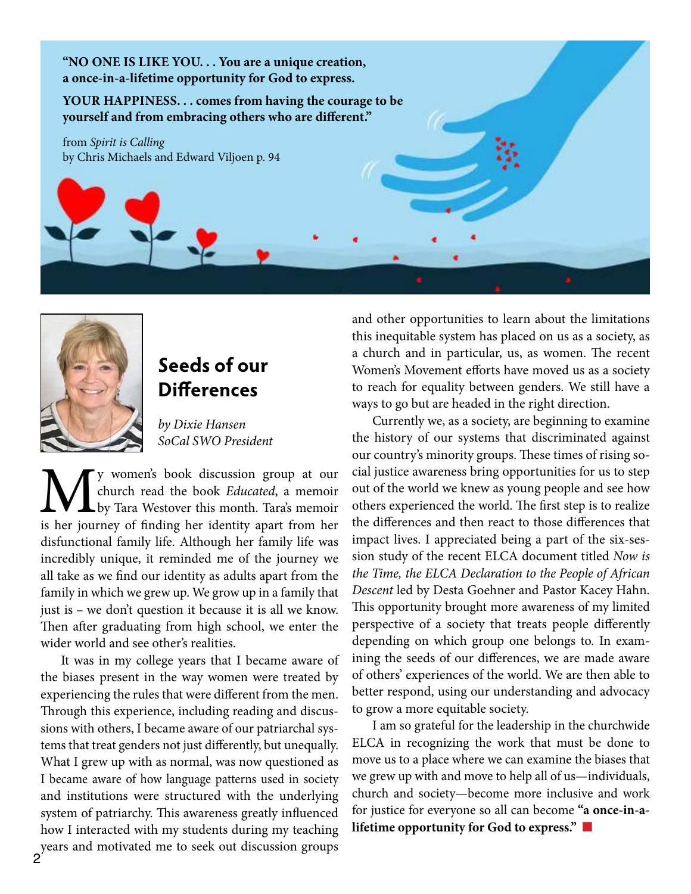**"NO ONE IS LIKE YOU. . . You are a unique creation, a once-in-a-lifetime opportunity for God to express.**

**YOUR HAPPINESS. . . comes from having the courage to be yourself and from embracing others who are different."**

from *Spirit is Calling*
by Chris Michaels and Edward Viljoen p. 94

# Seeds of our Differences

*by Dixie Hansen*
*SoCal SWO President*

My women's book discussion group at our church read the book *Educated*, a memoir by Tara Westover this month. Tara's memoir is her journey of finding her identity apart from her disfunctional family life. Although her family life was incredibly unique, it reminded me of the journey we all take as we find our identity as adults apart from the family in which we grew up. We grow up in a family that just is – we don't question it because it is all we know. Then after graduating from high school, we enter the wider world and see other's realities.

It was in my college years that I became aware of the biases present in the way women were treated by experiencing the rules that were different from the men. Through this experience, including reading and discussions with others, I became aware of our patriarchal systems that treat genders not just differently, but unequally. What I grew up with as normal, was now questioned as I became aware of how language patterns used in society and institutions were structured with the underlying system of patriarchy. This awareness greatly influenced how I interacted with my students during my teaching years and motivated me to seek out discussion groups and other opportunities to learn about the limitations this inequitable system has placed on us as a society, as a church and in particular, us, as women. The recent Women's Movement efforts have moved us as a society to reach for equality between genders. We still have a ways to go but are headed in the right direction.

Currently we, as a society, are beginning to examine the history of our systems that discriminated against our country's minority groups. These times of rising social justice awareness bring opportunities for us to step out of the world we knew as young people and see how others experienced the world. The first step is to realize the differences and then react to those differences that impact lives. I appreciated being a part of the six-session study of the recent ELCA document titled *Now is the Time, the ELCA Declaration to the People of African Descent* led by Desta Goehner and Pastor Kacey Hahn. This opportunity brought more awareness of my limited perspective of a society that treats people differently depending on which group one belongs to. In examining the seeds of our differences, we are made aware of others' experiences of the world. We are then able to better respond, using our understanding and advocacy to grow a more equitable society.

I am so grateful for the leadership in the churchwide ELCA in recognizing the work that must be done to move us to a place where we can examine the biases that we grew up with and move to help all of us—individuals, church and society—become more inclusive and work for justice for everyone so all can become **"a once-in-a-lifetime opportunity for God to express."** ■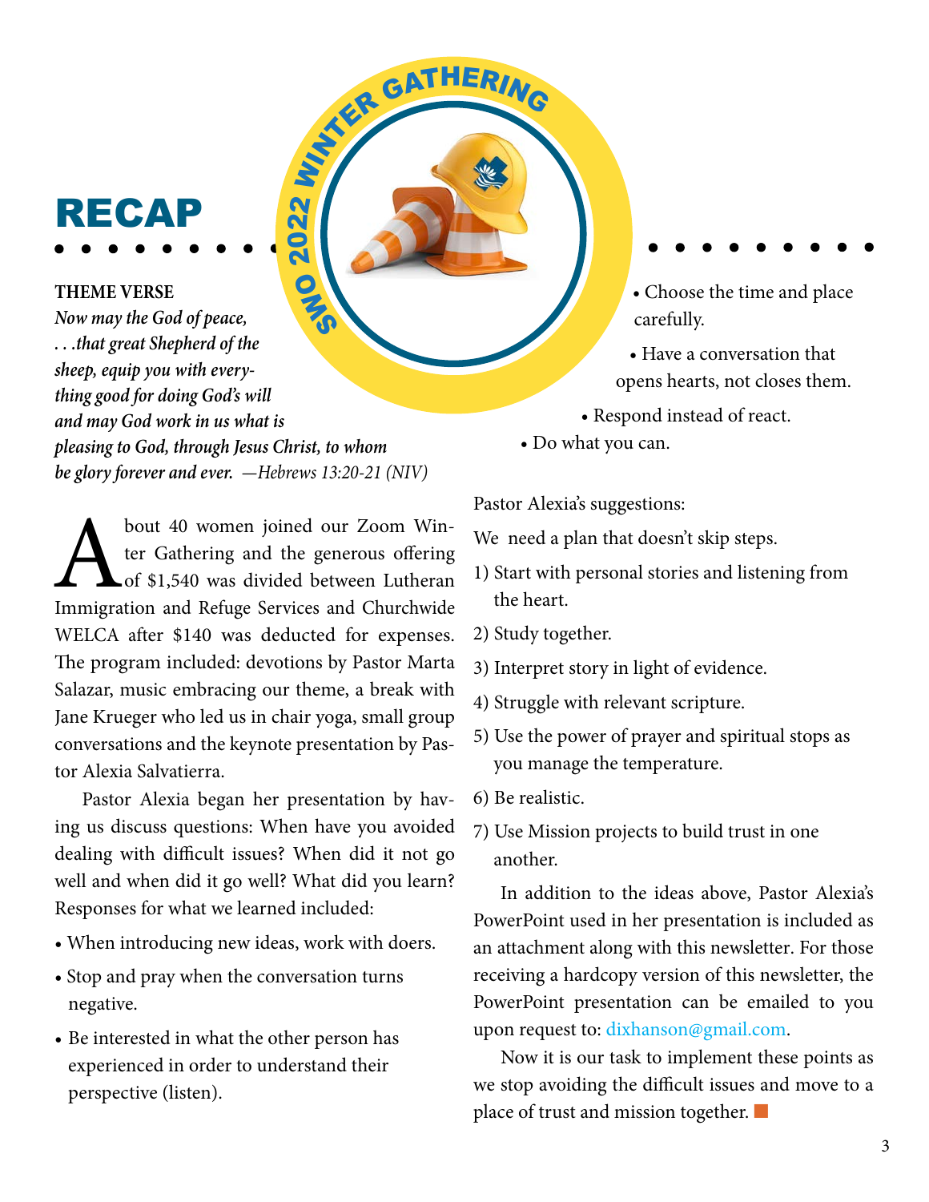# RECAP

## SWO 2022 WINTER GATHERING

**THEME VERSE**

***Now may the God of peace, . . .that great Shepherd of the sheep, equip you with everything good for doing God's will and may God work in us what is pleasing to God, through Jesus Christ, to whom be glory forever and ever.*** *—Hebrews 13:20-21 (NIV)*

About 40 women joined our Zoom Winter Gathering and the generous offering of $1,540 was divided between Lutheran Immigration and Refuge Services and Churchwide WELCA after $140 was deducted for expenses. The program included: devotions by Pastor Marta Salazar, music embracing our theme, a break with Jane Krueger who led us in chair yoga, small group conversations and the keynote presentation by Pastor Alexia Salvatierra.

Pastor Alexia began her presentation by having us discuss questions: When have you avoided dealing with difficult issues? When did it not go well and when did it go well? What did you learn? Responses for what we learned included:

- When introducing new ideas, work with doers.
- Stop and pray when the conversation turns negative.
- Be interested in what the other person has experienced in order to understand their perspective (listen).
- Choose the time and place carefully.
- Have a conversation that opens hearts, not closes them.
- Respond instead of react.
- Do what you can.

Pastor Alexia's suggestions:

We need a plan that doesn't skip steps.

1) Start with personal stories and listening from the heart.
2) Study together.
3) Interpret story in light of evidence.
4) Struggle with relevant scripture.
5) Use the power of prayer and spiritual stops as you manage the temperature.
6) Be realistic.
7) Use Mission projects to build trust in one another.

In addition to the ideas above, Pastor Alexia's PowerPoint used in her presentation is included as an attachment along with this newsletter. For those receiving a hardcopy version of this newsletter, the PowerPoint presentation can be emailed to you upon request to: dixhanson@gmail.com.

Now it is our task to implement these points as we stop avoiding the difficult issues and move to a place of trust and mission together.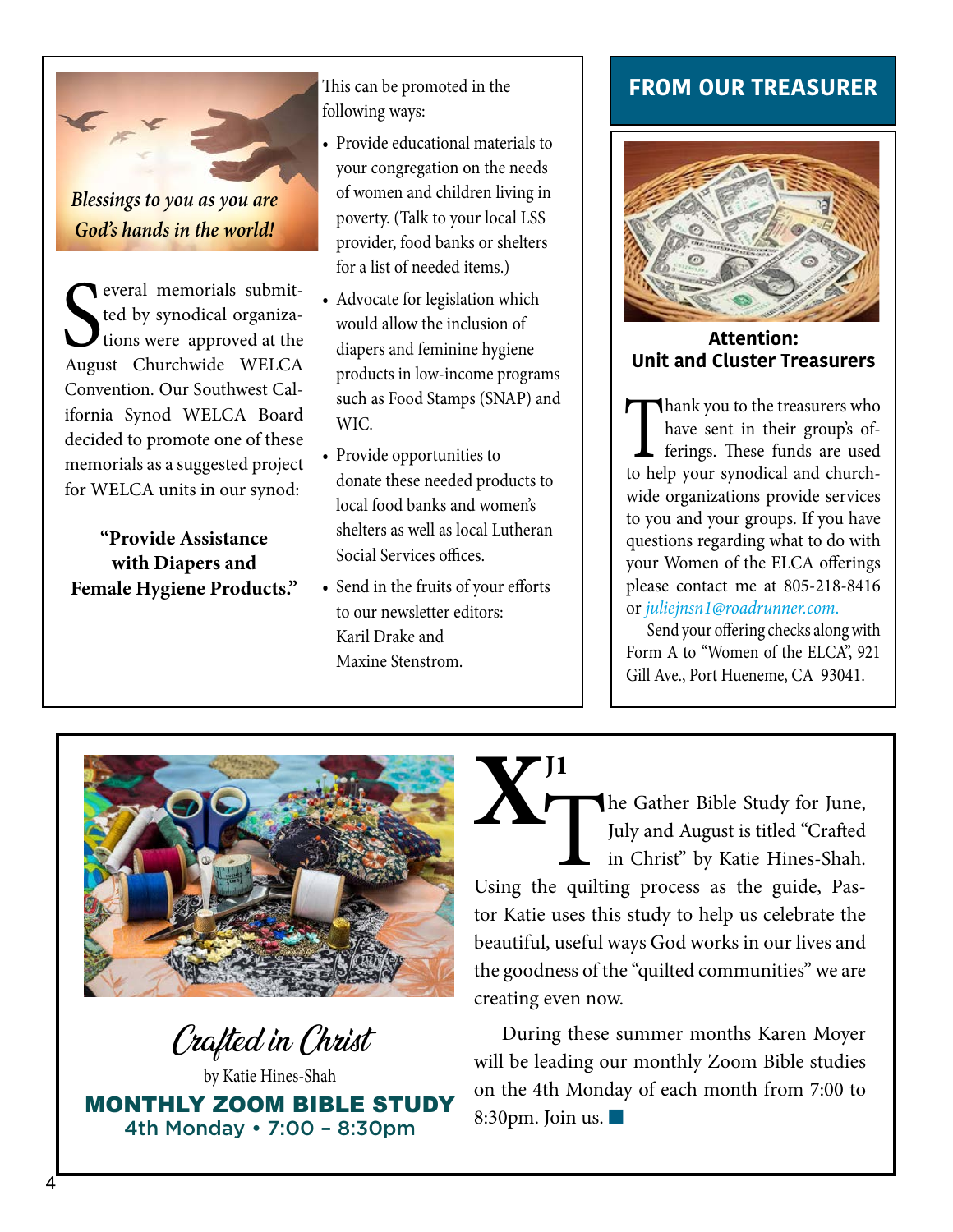*Blessings to you as you are God's hands in the world!*

Several memorials submitted by synodical organizations were approved at the August Churchwide WELCA Convention. Our Southwest California Synod WELCA Board decided to promote one of these memorials as a suggested project for WELCA units in our synod:

**"Provide Assistance with Diapers and Female Hygiene Products."**

This can be promoted in the following ways:

- Provide educational materials to your congregation on the needs of women and children living in poverty. (Talk to your local LSS provider, food banks or shelters for a list of needed items.)
- Advocate for legislation which would allow the inclusion of diapers and feminine hygiene products in low-income programs such as Food Stamps (SNAP) and WIC.
- Provide opportunities to donate these needed products to local food banks and women's shelters as well as local Lutheran Social Services offices.
- Send in the fruits of your efforts to our newsletter editors: Karil Drake and Maxine Stenstrom.

## FROM OUR TREASURER

### Attention: Unit and Cluster Treasurers

Thank you to the treasurers who have sent in their group's offerings. These funds are used to help your synodical and churchwide organizations provide services to you and your groups. If you have questions regarding what to do with your Women of the ELCA offerings please contact me at 805-218-8416 or *juliejnsn1@roadrunner.com.*

Send your offering checks along with Form A to "Women of the ELCA", 921 Gill Ave., Port Hueneme, CA 93041.

## Crafted in Christ

by Katie Hines-Shah

**MONTHLY ZOOM BIBLE STUDY**
4th Monday • 7:00 – 8:30pm

The Gather Bible Study for June, July and August is titled "Crafted in Christ" by Katie Hines-Shah. Using the quilting process as the guide, Pastor Katie uses this study to help us celebrate the beautiful, useful ways God works in our lives and the goodness of the "quilted communities" we are creating even now.

During these summer months Karen Moyer will be leading our monthly Zoom Bible studies on the 4th Monday of each month from 7:00 to 8:30pm. Join us.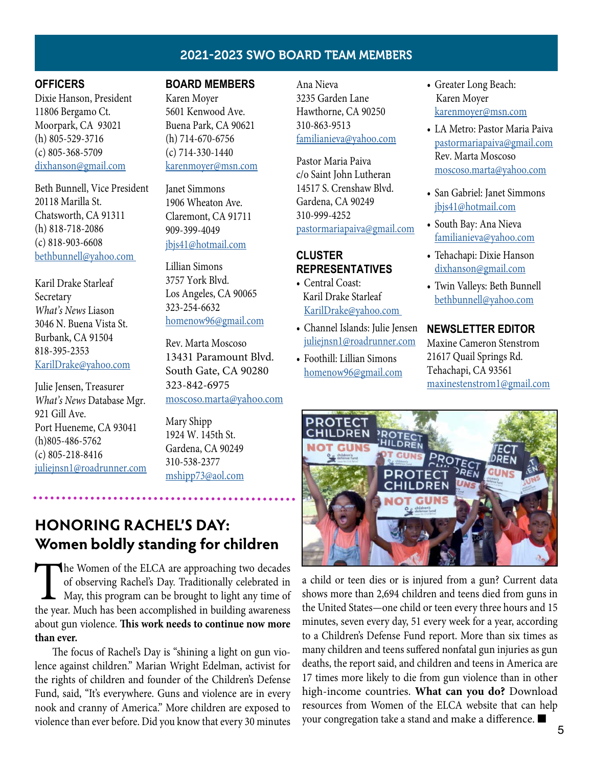## 2021-2023 SWO BOARD TEAM MEMBERS

### OFFICERS

Dixie Hanson, President
11806 Bergamo Ct.
Moorpark, CA 93021
(h) 805-529-3716
(c) 805-368-5709
dixhanson@gmail.com

Beth Bunnell, Vice President
20118 Marilla St.
Chatsworth, CA 91311
(h) 818-718-2086
(c) 818-903-6608
bethbunnell@yahoo.com

Karil Drake Starleaf
Secretary
*What's News* Liason
3046 N. Buena Vista St.
Burbank, CA 91504
818-395-2353
KarilDrake@yahoo.com

Julie Jensen, Treasurer
*What's News* Database Mgr.
921 Gill Ave.
Port Hueneme, CA 93041
(h)805-486-5762
(c) 805-218-8416
juliejnsn1@roadrunner.com

### BOARD MEMBERS

Karen Moyer
5601 Kenwood Ave.
Buena Park, CA 90621
(h) 714-670-6756
(c) 714-330-1440
karenmoyer@msn.com

Janet Simmons
1906 Wheaton Ave.
Claremont, CA 91711
909-399-4049
jbjs41@hotmail.com

Lillian Simons
3757 York Blvd.
Los Angeles, CA 90065
323-254-6632
homenow96@gmail.com

Rev. Marta Moscoso
13431 Paramount Blvd.
South Gate, CA 90280
323-842-6975
moscoso.marta@yahoo.com

Mary Shipp
1924 W. 145th St.
Gardena, CA 90249
310-538-2377
mshipp73@aol.com

Ana Nieva
3235 Garden Lane
Hawthorne, CA 90250
310-863-9513
familianieva@yahoo.com

Pastor Maria Paiva
c/o Saint John Lutheran
14517 S. Crenshaw Blvd.
Gardena, CA 90249
310-999-4252
pastormariapaiva@gmail.com

### CLUSTER REPRESENTATIVES

- Central Coast: Karil Drake Starleaf KarilDrake@yahoo.com
- Channel Islands: Julie Jensen juliejnsn1@roadrunner.com
- Foothill: Lillian Simons homenow96@gmail.com
- Greater Long Beach: Karen Moyer karenmoyer@msn.com
- LA Metro: Pastor Maria Paiva pastormariapaiva@gmail.com Rev. Marta Moscoso moscoso.marta@yahoo.com
- San Gabriel: Janet Simmons jbjs41@hotmail.com
- South Bay: Ana Nieva familianieva@yahoo.com
- Tehachapi: Dixie Hanson dixhanson@gmail.com
- Twin Valleys: Beth Bunnell bethbunnell@yahoo.com

### NEWSLETTER EDITOR

Maxine Cameron Stenstrom
21617 Quail Springs Rd.
Tehachapi, CA 93561
maxinestenstrom1@gmail.com

## HONORING RACHEL'S DAY: Women boldly standing for children

The Women of the ELCA are approaching two decades of observing Rachel's Day. Traditionally celebrated in May, this program can be brought to light any time of the year. Much has been accomplished in building awareness about gun violence. **This work needs to continue now more than ever.**

The focus of Rachel's Day is "shining a light on gun violence against children." Marian Wright Edelman, activist for the rights of children and founder of the Children's Defense Fund, said, "It's everywhere. Guns and violence are in every nook and cranny of America." More children are exposed to violence than ever before. Did you know that every 30 minutes a child or teen dies or is injured from a gun? Current data shows more than 2,694 children and teens died from guns in the United States—one child or teen every three hours and 15 minutes, seven every day, 51 every week for a year, according to a Children's Defense Fund report. More than six times as many children and teens suffered nonfatal gun injuries as gun deaths, the report said, and children and teens in America are 17 times more likely to die from gun violence than in other high-income countries. **What can you do?** Download resources from Women of the ELCA website that can help your congregation take a stand and make a difference. ■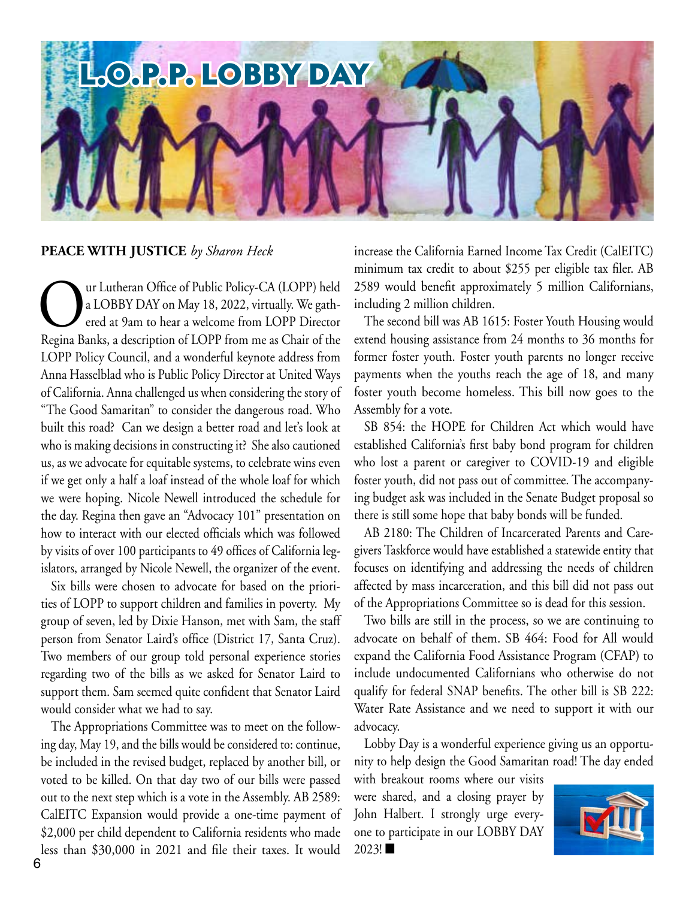# L.O.P.P. LOBBY DAY

**PEACE WITH JUSTICE** *by Sharon Heck*

Our Lutheran Office of Public Policy-CA (LOPP) held a LOBBY DAY on May 18, 2022, virtually. We gathered at 9am to hear a welcome from LOPP Director Regina Banks, a description of LOPP from me as Chair of the LOPP Policy Council, and a wonderful keynote address from Anna Hasselblad who is Public Policy Director at United Ways of California. Anna challenged us when considering the story of "The Good Samaritan" to consider the dangerous road. Who built this road? Can we design a better road and let's look at who is making decisions in constructing it? She also cautioned us, as we advocate for equitable systems, to celebrate wins even if we get only a half a loaf instead of the whole loaf for which we were hoping. Nicole Newell introduced the schedule for the day. Regina then gave an "Advocacy 101" presentation on how to interact with our elected officials which was followed by visits of over 100 participants to 49 offices of California legislators, arranged by Nicole Newell, the organizer of the event.

Six bills were chosen to advocate for based on the priorities of LOPP to support children and families in poverty. My group of seven, led by Dixie Hanson, met with Sam, the staff person from Senator Laird's office (District 17, Santa Cruz). Two members of our group told personal experience stories regarding two of the bills as we asked for Senator Laird to support them. Sam seemed quite confident that Senator Laird would consider what we had to say.

The Appropriations Committee was to meet on the following day, May 19, and the bills would be considered to: continue, be included in the revised budget, replaced by another bill, or voted to be killed. On that day two of our bills were passed out to the next step which is a vote in the Assembly. AB 2589: CalEITC Expansion would provide a one-time payment of $2,000 per child dependent to California residents who made less than $30,000 in 2021 and file their taxes. It would increase the California Earned Income Tax Credit (CalEITC) minimum tax credit to about $255 per eligible tax filer. AB 2589 would benefit approximately 5 million Californians, including 2 million children.

The second bill was AB 1615: Foster Youth Housing would extend housing assistance from 24 months to 36 months for former foster youth. Foster youth parents no longer receive payments when the youths reach the age of 18, and many foster youth become homeless. This bill now goes to the Assembly for a vote.

SB 854: the HOPE for Children Act which would have established California's first baby bond program for children who lost a parent or caregiver to COVID-19 and eligible foster youth, did not pass out of committee. The accompanying budget ask was included in the Senate Budget proposal so there is still some hope that baby bonds will be funded.

AB 2180: The Children of Incarcerated Parents and Caregivers Taskforce would have established a statewide entity that focuses on identifying and addressing the needs of children affected by mass incarceration, and this bill did not pass out of the Appropriations Committee so is dead for this session.

Two bills are still in the process, so we are continuing to advocate on behalf of them. SB 464: Food for All would expand the California Food Assistance Program (CFAP) to include undocumented Californians who otherwise do not qualify for federal SNAP benefits. The other bill is SB 222: Water Rate Assistance and we need to support it with our advocacy.

Lobby Day is a wonderful experience giving us an opportunity to help design the Good Samaritan road! The day ended with breakout rooms where our visits were shared, and a closing prayer by John Halbert. I strongly urge everyone to participate in our LOBBY DAY 2023! ■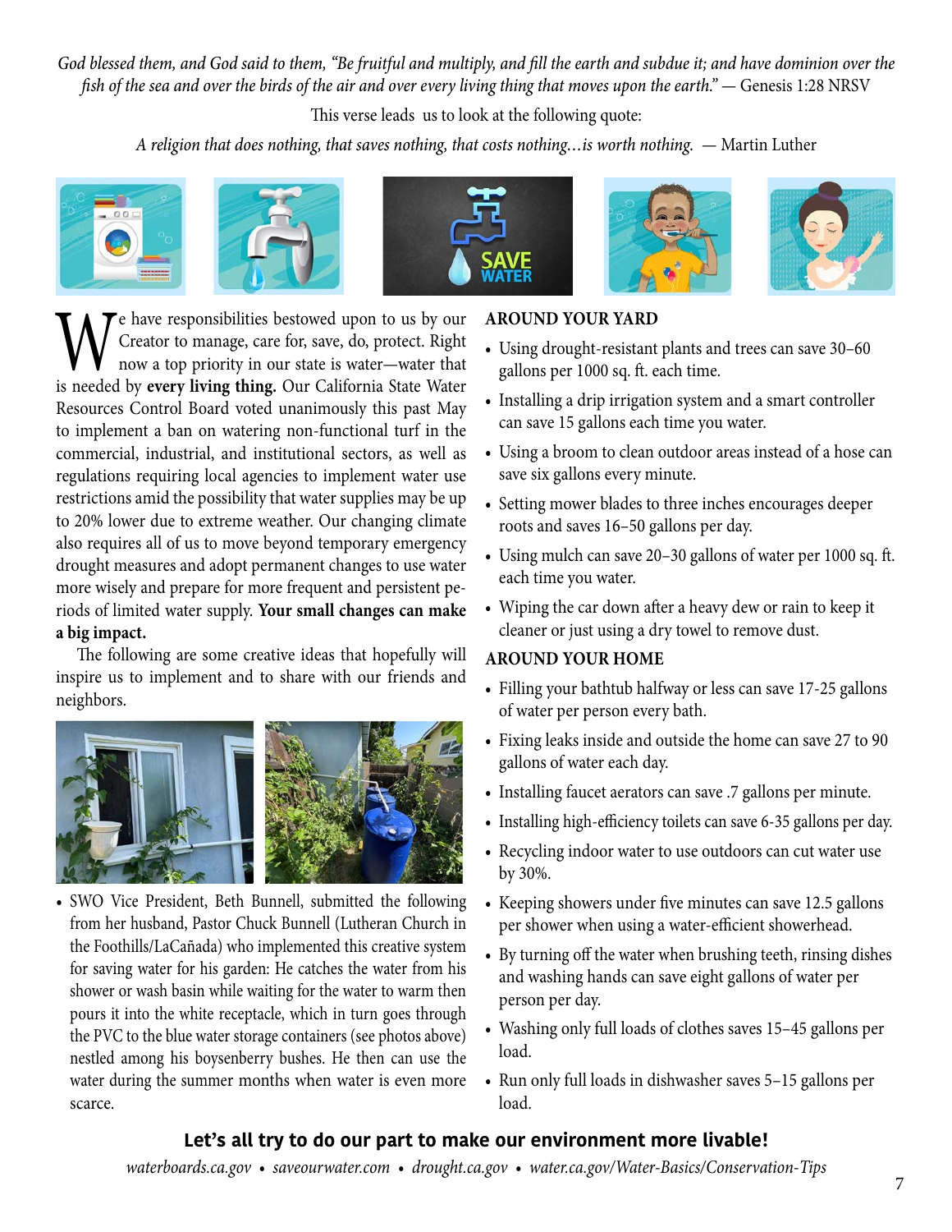*God blessed them, and God said to them, "Be fruitful and multiply, and fill the earth and subdue it; and have dominion over the fish of the sea and over the birds of the air and over every living thing that moves upon the earth."* — Genesis 1:28 NRSV

This verse leads us to look at the following quote:

*A religion that does nothing, that saves nothing, that costs nothing…is worth nothing.* — Martin Luther

We have responsibilities bestowed upon to us by our Creator to manage, care for, save, do, protect. Right now a top priority in our state is water—water that is needed by **every living thing.** Our California State Water Resources Control Board voted unanimously this past May to implement a ban on watering non-functional turf in the commercial, industrial, and institutional sectors, as well as regulations requiring local agencies to implement water use restrictions amid the possibility that water supplies may be up to 20% lower due to extreme weather. Our changing climate also requires all of us to move beyond temporary emergency drought measures and adopt permanent changes to use water more wisely and prepare for more frequent and persistent periods of limited water supply. **Your small changes can make a big impact.**

The following are some creative ideas that hopefully will inspire us to implement and to share with our friends and neighbors.

- SWO Vice President, Beth Bunnell, submitted the following from her husband, Pastor Chuck Bunnell (Lutheran Church in the Foothills/LaCañada) who implemented this creative system for saving water for his garden: He catches the water from his shower or wash basin while waiting for the water to warm then pours it into the white receptacle, which in turn goes through the PVC to the blue water storage containers (see photos above) nestled among his boysenberry bushes. He then can use the water during the summer months when water is even more scarce.

**AROUND YOUR YARD**

- Using drought-resistant plants and trees can save 30–60 gallons per 1000 sq. ft. each time.
- Installing a drip irrigation system and a smart controller can save 15 gallons each time you water.
- Using a broom to clean outdoor areas instead of a hose can save six gallons every minute.
- Setting mower blades to three inches encourages deeper roots and saves 16–50 gallons per day.
- Using mulch can save 20–30 gallons of water per 1000 sq. ft. each time you water.
- Wiping the car down after a heavy dew or rain to keep it cleaner or just using a dry towel to remove dust.

**AROUND YOUR HOME**

- Filling your bathtub halfway or less can save 17-25 gallons of water per person every bath.
- Fixing leaks inside and outside the home can save 27 to 90 gallons of water each day.
- Installing faucet aerators can save .7 gallons per minute.
- Installing high-efficiency toilets can save 6-35 gallons per day.
- Recycling indoor water to use outdoors can cut water use by 30%.
- Keeping showers under five minutes can save 12.5 gallons per shower when using a water-efficient showerhead.
- By turning off the water when brushing teeth, rinsing dishes and washing hands can save eight gallons of water per person per day.
- Washing only full loads of clothes saves 15–45 gallons per load.
- Run only full loads in dishwasher saves 5–15 gallons per load.

**Let's all try to do our part to make our environment more livable!**

*waterboards.ca.gov • saveourwater.com • drought.ca.gov • water.ca.gov/Water-Basics/Conservation-Tips*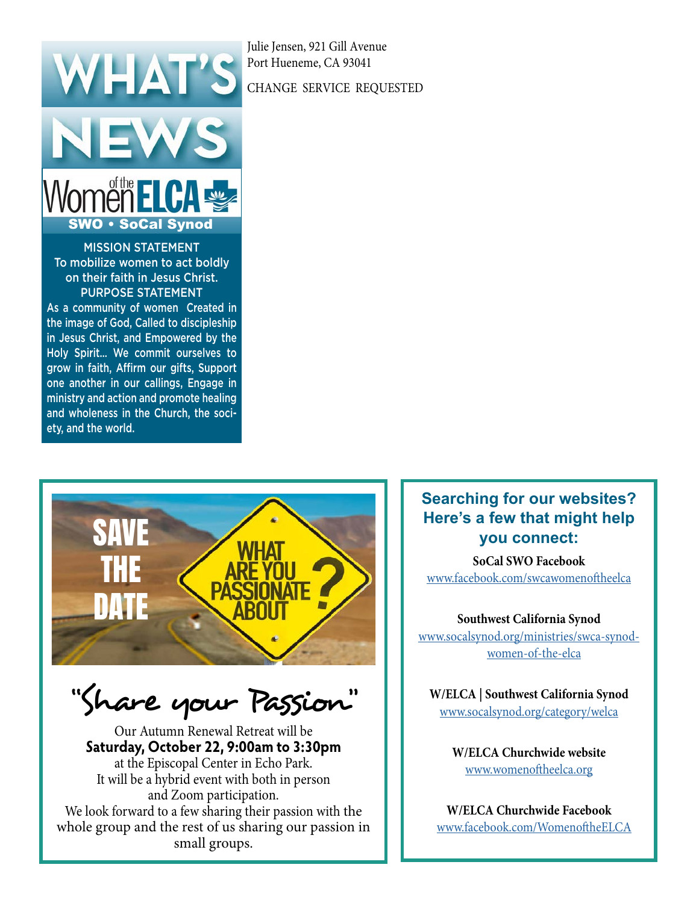# WHAT'S NEWS

Women of the ELCA

SWO • SoCal Synod

MISSION STATEMENT
To mobilize women to act boldly on their faith in Jesus Christ.

PURPOSE STATEMENT
As a community of women Created in the image of God, Called to discipleship in Jesus Christ, and Empowered by the Holy Spirit... We commit ourselves to grow in faith, Affirm our gifts, Support one another in our callings, Engage in ministry and action and promote healing and wholeness in the Church, the society, and the world.

Julie Jensen, 921 Gill Avenue
Port Hueneme, CA 93041

CHANGE SERVICE REQUESTED

SAVE THE DATE

WHAT ARE YOU PASSIONATE ABOUT?

## "Share your Passion"

Our Autumn Renewal Retreat will be
**Saturday, October 22, 9:00am to 3:30pm**
at the Episcopal Center in Echo Park.
It will be a hybrid event with both in person and Zoom participation.
We look forward to a few sharing their passion with the whole group and the rest of us sharing our passion in small groups.

## Searching for our websites? Here's a few that might help you connect:

**SoCal SWO Facebook**
www.facebook.com/swcawomenoftheelca

**Southwest California Synod**
www.socalsynod.org/ministries/swca-synod-women-of-the-elca

**W/ELCA | Southwest California Synod**
www.socalsynod.org/category/welca

**W/ELCA Churchwide website**
www.womenoftheelca.org

**W/ELCA Churchwide Facebook**
www.facebook.com/WomenoftheELCA